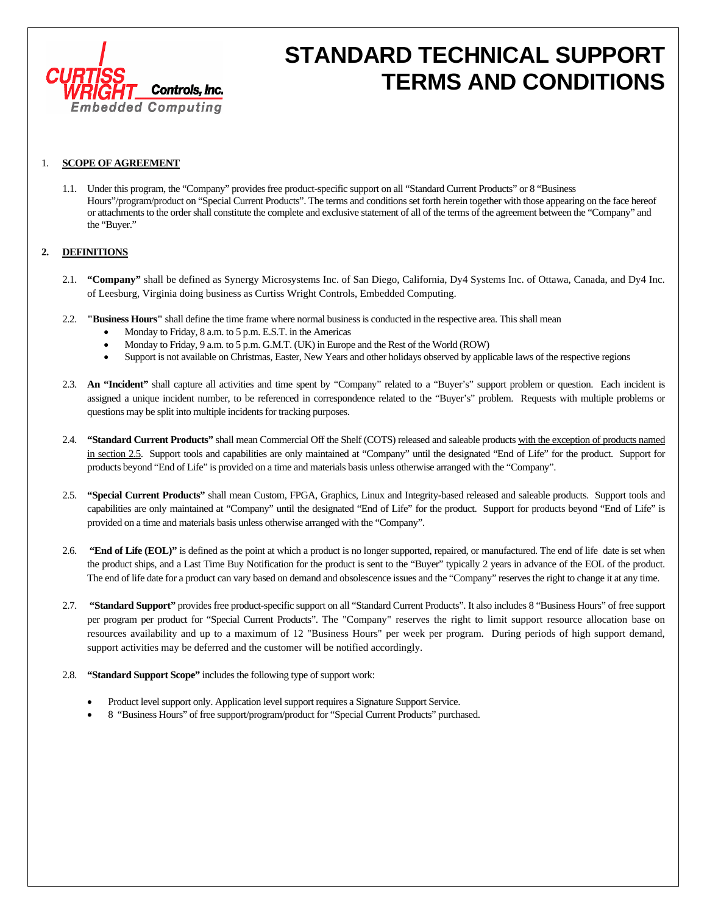# STANDARD TECHNICAL SUPPORT TERMS AND CONDITIONS

## 1. SCOPE OF AGREEMENT

1.1. Under this program, the "Company" provides free product-specific support on all "Standard Current Products" or 8 "Business Hours"/program/product on "Special Current Products". The terms and conditions set forth herein together with those appearing on the face hereof or attachments to the order shall constitute the complete and exclusive statement of all of the terms of the agreement between the "Company" and the "Buyer."

## 2. DEFINITIONS

2.1. **"Company"** shall be defined as Synergy Microsystems Inc. of San Diego, California, Dy4 Systems Inc. of Ottawa, Canada, and Dy4 Inc. of Leesburg, Virginia doing business as Curtiss Wright Controls, Embedded Computing.

2.2. **"Business Hours"** shall define the time frame where normal business is conducted in the respective area. This shall mean

- Monday to Friday, 8 a.m. to 5 p.m. E.S.T. in the Americas
- Monday to Friday, 9 a.m. to 5 p.m. G.M.T. (UK) in Europe and the Rest of the World (ROW)
- Support is not available on Christmas, Easter, New Years and other holidays observed by applicable laws of the respective regions

2.3. **An "Incident"** shall capture all activities and time spent by "Company" related to a "Buyer's" support problem or question. Each incident is assigned a unique incident number, to be referenced in correspondence related to the "Buyer's" problem. Requests with multiple problems or questions may be split into multiple incidents for tracking purposes.

2.4. **"Standard Current Products"** shall mean Commercial Off the Shelf (COTS) released and saleable products with the exception of products named in section 2.5. Support tools and capabilities are only maintained at "Company" until the designated "End of Life" for the product. Support for products beyond "End of Life" is provided on a time and materials basis unless otherwise arranged with the "Company".

2.5. **"Special Current Products"** shall mean Custom, FPGA, Graphics, Linux and Integrity-based released and saleable products. Support tools and capabilities are only maintained at "Company" until the designated "End of Life" for the product. Support for products beyond "End of Life" is provided on a time and materials basis unless otherwise arranged with the "Company".

2.6. **"End of Life (EOL)"** is defined as the point at which a product is no longer supported, repaired, or manufactured. The end of life date is set when the product ships, and a Last Time Buy Notification for the product is sent to the "Buyer" typically 2 years in advance of the EOL of the product. The end of life date for a product can vary based on demand and obsolescence issues and the "Company" reserves the right to change it at any time.

2.7. **"Standard Support"** provides free product-specific support on all "Standard Current Products". It also includes 8 "Business Hours" of free support per program per product for "Special Current Products". The "Company" reserves the right to limit support resource allocation base on resources availability and up to a maximum of 12 "Business Hours" per week per program. During periods of high support demand, support activities may be deferred and the customer will be notified accordingly.

2.8. **"Standard Support Scope"** includes the following type of support work:

- Product level support only. Application level support requires a Signature Support Service.
- 8 "Business Hours" of free support/program/product for "Special Current Products" purchased.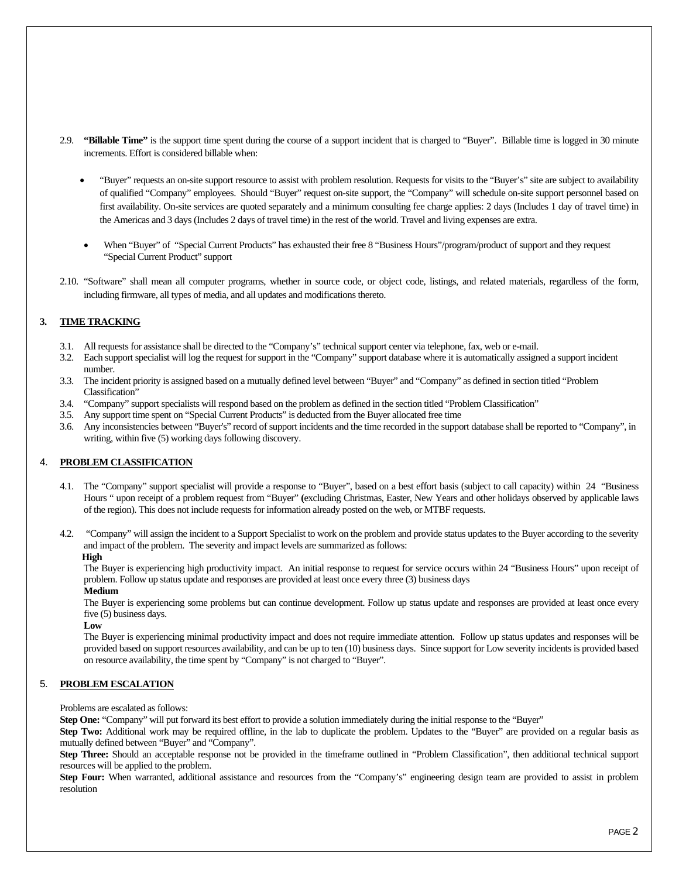2.9. **"Billable Time"** is the support time spent during the course of a support incident that is charged to "Buyer". Billable time is logged in 30 minute increments. Effort is considered billable when:

- "Buyer" requests an on-site support resource to assist with problem resolution. Requests for visits to the "Buyer's" site are subject to availability of qualified "Company" employees. Should "Buyer" request on-site support, the "Company" will schedule on-site support personnel based on first availability. On-site services are quoted separately and a minimum consulting fee charge applies: 2 days (Includes 1 day of travel time) in the Americas and 3 days (Includes 2 days of travel time) in the rest of the world. Travel and living expenses are extra.

- When "Buyer" of "Special Current Products" has exhausted their free 8 "Business Hours"/program/product of support and they request "Special Current Product" support

2.10. "Software" shall mean all computer programs, whether in source code, or object code, listings, and related materials, regardless of the form, including firmware, all types of media, and all updates and modifications thereto.

## 3. TIME TRACKING

3.1. All requests for assistance shall be directed to the "Company's" technical support center via telephone, fax, web or e-mail.
3.2. Each support specialist will log the request for support in the "Company" support database where it is automatically assigned a support incident number.
3.3. The incident priority is assigned based on a mutually defined level between "Buyer" and "Company" as defined in section titled "Problem Classification"
3.4. "Company" support specialists will respond based on the problem as defined in the section titled "Problem Classification"
3.5. Any support time spent on "Special Current Products" is deducted from the Buyer allocated free time
3.6. Any inconsistencies between "Buyer's" record of support incidents and the time recorded in the support database shall be reported to "Company", in writing, within five (5) working days following discovery.

## 4. PROBLEM CLASSIFICATION

4.1. The "Company" support specialist will provide a response to "Buyer", based on a best effort basis (subject to call capacity) within 24 "Business Hours " upon receipt of a problem request from "Buyer" (excluding Christmas, Easter, New Years and other holidays observed by applicable laws of the region). This does not include requests for information already posted on the web, or MTBF requests.

4.2. "Company" will assign the incident to a Support Specialist to work on the problem and provide status updates to the Buyer according to the severity and impact of the problem. The severity and impact levels are summarized as follows:

**High**
The Buyer is experiencing high productivity impact. An initial response to request for service occurs within 24 "Business Hours" upon receipt of problem. Follow up status update and responses are provided at least once every three (3) business days

**Medium**
The Buyer is experiencing some problems but can continue development. Follow up status update and responses are provided at least once every five (5) business days.

**Low**
The Buyer is experiencing minimal productivity impact and does not require immediate attention. Follow up status updates and responses will be provided based on support resources availability, and can be up to ten (10) business days. Since support for Low severity incidents is provided based on resource availability, the time spent by "Company" is not charged to "Buyer".

## 5. PROBLEM ESCALATION

Problems are escalated as follows:

**Step One:** "Company" will put forward its best effort to provide a solution immediately during the initial response to the "Buyer"

**Step Two:** Additional work may be required offline, in the lab to duplicate the problem. Updates to the "Buyer" are provided on a regular basis as mutually defined between "Buyer" and "Company".

**Step Three:** Should an acceptable response not be provided in the timeframe outlined in "Problem Classification", then additional technical support resources will be applied to the problem.

**Step Four:** When warranted, additional assistance and resources from the "Company's" engineering design team are provided to assist in problem resolution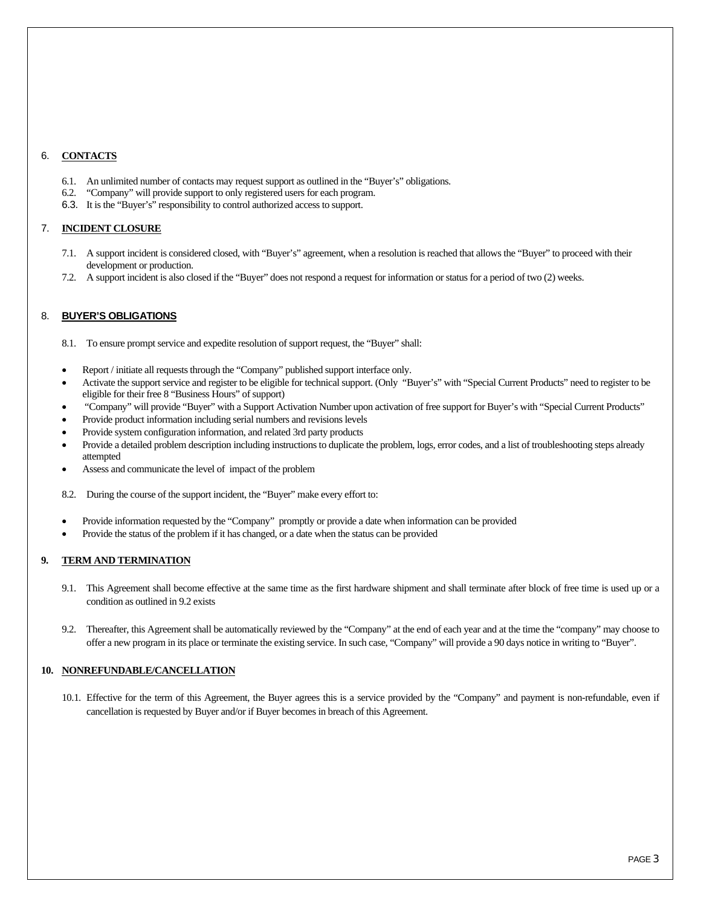## 6. CONTACTS

6.1. An unlimited number of contacts may request support as outlined in the "Buyer's" obligations.

6.2. "Company" will provide support to only registered users for each program.

6.3. It is the "Buyer's" responsibility to control authorized access to support.

## 7. INCIDENT CLOSURE

7.1. A support incident is considered closed, with "Buyer's" agreement, when a resolution is reached that allows the "Buyer" to proceed with their development or production.

7.2. A support incident is also closed if the "Buyer" does not respond a request for information or status for a period of two (2) weeks.

## 8. BUYER'S OBLIGATIONS

8.1. To ensure prompt service and expedite resolution of support request, the "Buyer" shall:

- Report / initiate all requests through the "Company" published support interface only.
- Activate the support service and register to be eligible for technical support. (Only "Buyer's" with "Special Current Products" need to register to be eligible for their free 8 "Business Hours" of support)
- "Company" will provide "Buyer" with a Support Activation Number upon activation of free support for Buyer's with "Special Current Products"
- Provide product information including serial numbers and revisions levels
- Provide system configuration information, and related 3rd party products
- Provide a detailed problem description including instructions to duplicate the problem, logs, error codes, and a list of troubleshooting steps already attempted
- Assess and communicate the level of impact of the problem

8.2. During the course of the support incident, the "Buyer" make every effort to:

- Provide information requested by the "Company" promptly or provide a date when information can be provided
- Provide the status of the problem if it has changed, or a date when the status can be provided

## 9. TERM AND TERMINATION

9.1. This Agreement shall become effective at the same time as the first hardware shipment and shall terminate after block of free time is used up or a condition as outlined in 9.2 exists

9.2. Thereafter, this Agreement shall be automatically reviewed by the "Company" at the end of each year and at the time the "company" may choose to offer a new program in its place or terminate the existing service. In such case, "Company" will provide a 90 days notice in writing to "Buyer".

## 10. NONREFUNDABLE/CANCELLATION

10.1. Effective for the term of this Agreement, the Buyer agrees this is a service provided by the "Company" and payment is non-refundable, even if cancellation is requested by Buyer and/or if Buyer becomes in breach of this Agreement.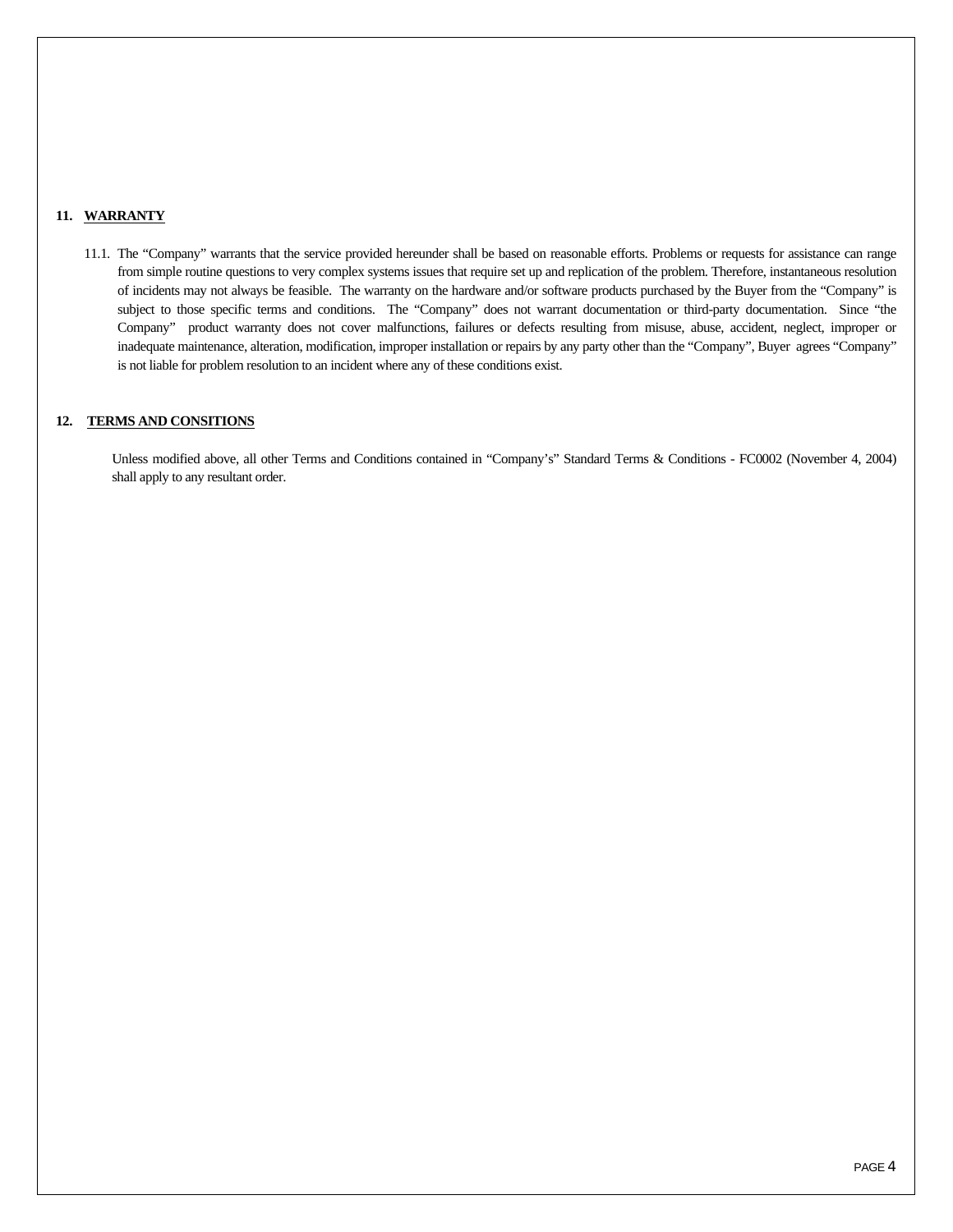## 11. WARRANTY

11.1. The "Company" warrants that the service provided hereunder shall be based on reasonable efforts. Problems or requests for assistance can range from simple routine questions to very complex systems issues that require set up and replication of the problem. Therefore, instantaneous resolution of incidents may not always be feasible. The warranty on the hardware and/or software products purchased by the Buyer from the "Company" is subject to those specific terms and conditions. The "Company" does not warrant documentation or third-party documentation. Since "the Company" product warranty does not cover malfunctions, failures or defects resulting from misuse, abuse, accident, neglect, improper or inadequate maintenance, alteration, modification, improper installation or repairs by any party other than the "Company", Buyer agrees "Company" is not liable for problem resolution to an incident where any of these conditions exist.

## 12. TERMS AND CONSITIONS

Unless modified above, all other Terms and Conditions contained in "Company's" Standard Terms & Conditions - FC0002 (November 4, 2004) shall apply to any resultant order.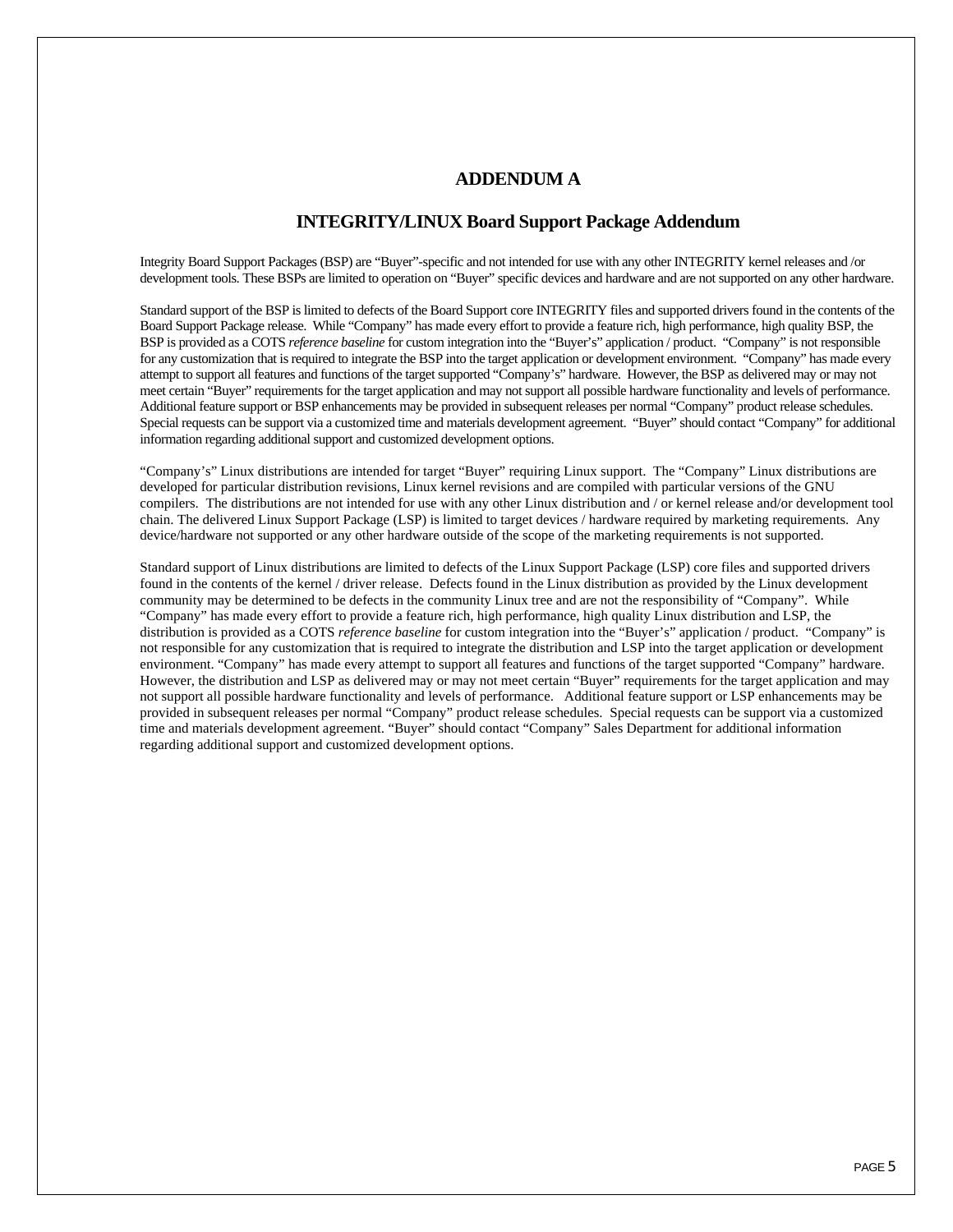# ADDENDUM A

## INTEGRITY/LINUX Board Support Package Addendum

Integrity Board Support Packages (BSP) are "Buyer"-specific and not intended for use with any other INTEGRITY kernel releases and /or development tools. These BSPs are limited to operation on "Buyer" specific devices and hardware and are not supported on any other hardware.

Standard support of the BSP is limited to defects of the Board Support core INTEGRITY files and supported drivers found in the contents of the Board Support Package release. While "Company" has made every effort to provide a feature rich, high performance, high quality BSP, the BSP is provided as a COTS *reference baseline* for custom integration into the "Buyer's" application / product. "Company" is not responsible for any customization that is required to integrate the BSP into the target application or development environment. "Company" has made every attempt to support all features and functions of the target supported "Company's" hardware. However, the BSP as delivered may or may not meet certain "Buyer" requirements for the target application and may not support all possible hardware functionality and levels of performance. Additional feature support or BSP enhancements may be provided in subsequent releases per normal "Company" product release schedules. Special requests can be support via a customized time and materials development agreement. "Buyer" should contact "Company" for additional information regarding additional support and customized development options.

"Company's" Linux distributions are intended for target "Buyer" requiring Linux support. The "Company" Linux distributions are developed for particular distribution revisions, Linux kernel revisions and are compiled with particular versions of the GNU compilers. The distributions are not intended for use with any other Linux distribution and / or kernel release and/or development tool chain. The delivered Linux Support Package (LSP) is limited to target devices / hardware required by marketing requirements. Any device/hardware not supported or any other hardware outside of the scope of the marketing requirements is not supported.

Standard support of Linux distributions are limited to defects of the Linux Support Package (LSP) core files and supported drivers found in the contents of the kernel / driver release. Defects found in the Linux distribution as provided by the Linux development community may be determined to be defects in the community Linux tree and are not the responsibility of "Company". While "Company" has made every effort to provide a feature rich, high performance, high quality Linux distribution and LSP, the distribution is provided as a COTS *reference baseline* for custom integration into the "Buyer's" application / product. "Company" is not responsible for any customization that is required to integrate the distribution and LSP into the target application or development environment. "Company" has made every attempt to support all features and functions of the target supported "Company" hardware. However, the distribution and LSP as delivered may or may not meet certain "Buyer" requirements for the target application and may not support all possible hardware functionality and levels of performance. Additional feature support or LSP enhancements may be provided in subsequent releases per normal "Company" product release schedules. Special requests can be support via a customized time and materials development agreement. "Buyer" should contact "Company" Sales Department for additional information regarding additional support and customized development options.